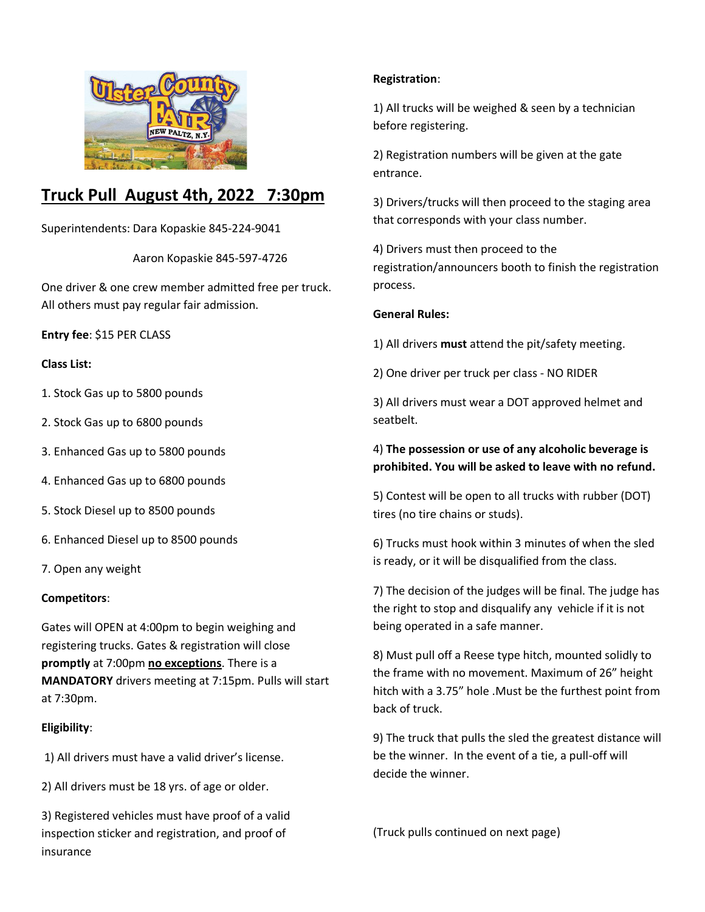# Truck Pull August 4th, 2022 7:30pm

Superintendents: Dara Kopaskie 845-224-9041

Aaron Kopaskie 845-597-4726

One driver & one crew member admitted free per truck. All others must pay regular fair admission.

**Entry fee**: $15 PER CLASS

**Class List:**

1. Stock Gas up to 5800 pounds
2. Stock Gas up to 6800 pounds
3. Enhanced Gas up to 5800 pounds
4. Enhanced Gas up to 6800 pounds
5. Stock Diesel up to 8500 pounds
6. Enhanced Diesel up to 8500 pounds
7. Open any weight

**Competitors**:

Gates will OPEN at 4:00pm to begin weighing and registering trucks. Gates & registration will close **promptly** at 7:00pm **no exceptions**. There is a **MANDATORY** drivers meeting at 7:15pm. Pulls will start at 7:30pm.

**Eligibility**:

1) All drivers must have a valid driver's license.
2) All drivers must be 18 yrs. of age or older.
3) Registered vehicles must have proof of a valid inspection sticker and registration, and proof of insurance

**Registration**:

1) All trucks will be weighed & seen by a technician before registering.
2) Registration numbers will be given at the gate entrance.
3) Drivers/trucks will then proceed to the staging area that corresponds with your class number.
4) Drivers must then proceed to the registration/announcers booth to finish the registration process.

**General Rules:**

1) All drivers **must** attend the pit/safety meeting.
2) One driver per truck per class - NO RIDER
3) All drivers must wear a DOT approved helmet and seatbelt.
4) **The possession or use of any alcoholic beverage is prohibited. You will be asked to leave with no refund.**
5) Contest will be open to all trucks with rubber (DOT) tires (no tire chains or studs).
6) Trucks must hook within 3 minutes of when the sled is ready, or it will be disqualified from the class.
7) The decision of the judges will be final. The judge has the right to stop and disqualify any vehicle if it is not being operated in a safe manner.
8) Must pull off a Reese type hitch, mounted solidly to the frame with no movement. Maximum of 26" height hitch with a 3.75" hole .Must be the furthest point from back of truck.
9) The truck that pulls the sled the greatest distance will be the winner. In the event of a tie, a pull-off will decide the winner.

(Truck pulls continued on next page)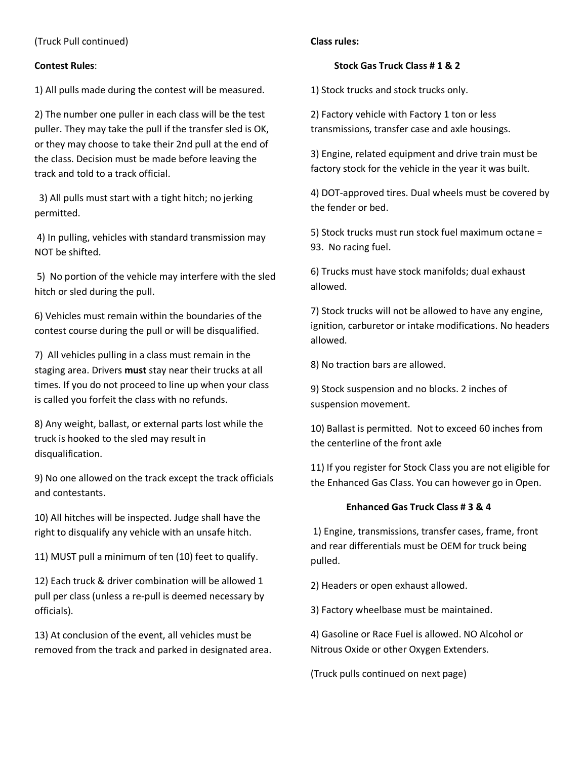(Truck Pull continued)

**Contest Rules**:

1) All pulls made during the contest will be measured.

2) The number one puller in each class will be the test puller. They may take the pull if the transfer sled is OK, or they may choose to take their 2nd pull at the end of the class. Decision must be made before leaving the track and told to a track official.

3) All pulls must start with a tight hitch; no jerking permitted.

4) In pulling, vehicles with standard transmission may NOT be shifted.

5) No portion of the vehicle may interfere with the sled hitch or sled during the pull.

6) Vehicles must remain within the boundaries of the contest course during the pull or will be disqualified.

7) All vehicles pulling in a class must remain in the staging area. Drivers **must** stay near their trucks at all times. If you do not proceed to line up when your class is called you forfeit the class with no refunds.

8) Any weight, ballast, or external parts lost while the truck is hooked to the sled may result in disqualification.

9) No one allowed on the track except the track officials and contestants.

10) All hitches will be inspected. Judge shall have the right to disqualify any vehicle with an unsafe hitch.

11) MUST pull a minimum of ten (10) feet to qualify.

12) Each truck & driver combination will be allowed 1 pull per class (unless a re-pull is deemed necessary by officials).

13) At conclusion of the event, all vehicles must be removed from the track and parked in designated area.

**Class rules:**

**Stock Gas Truck Class # 1 & 2**

1) Stock trucks and stock trucks only.

2) Factory vehicle with Factory 1 ton or less transmissions, transfer case and axle housings.

3) Engine, related equipment and drive train must be factory stock for the vehicle in the year it was built.

4) DOT-approved tires. Dual wheels must be covered by the fender or bed.

5) Stock trucks must run stock fuel maximum octane = 93. No racing fuel.

6) Trucks must have stock manifolds; dual exhaust allowed.

7) Stock trucks will not be allowed to have any engine, ignition, carburetor or intake modifications. No headers allowed.

8) No traction bars are allowed.

9) Stock suspension and no blocks. 2 inches of suspension movement.

10) Ballast is permitted. Not to exceed 60 inches from the centerline of the front axle

11) If you register for Stock Class you are not eligible for the Enhanced Gas Class. You can however go in Open.

**Enhanced Gas Truck Class # 3 & 4**

1) Engine, transmissions, transfer cases, frame, front and rear differentials must be OEM for truck being pulled.

2) Headers or open exhaust allowed.

3) Factory wheelbase must be maintained.

4) Gasoline or Race Fuel is allowed. NO Alcohol or Nitrous Oxide or other Oxygen Extenders.

(Truck pulls continued on next page)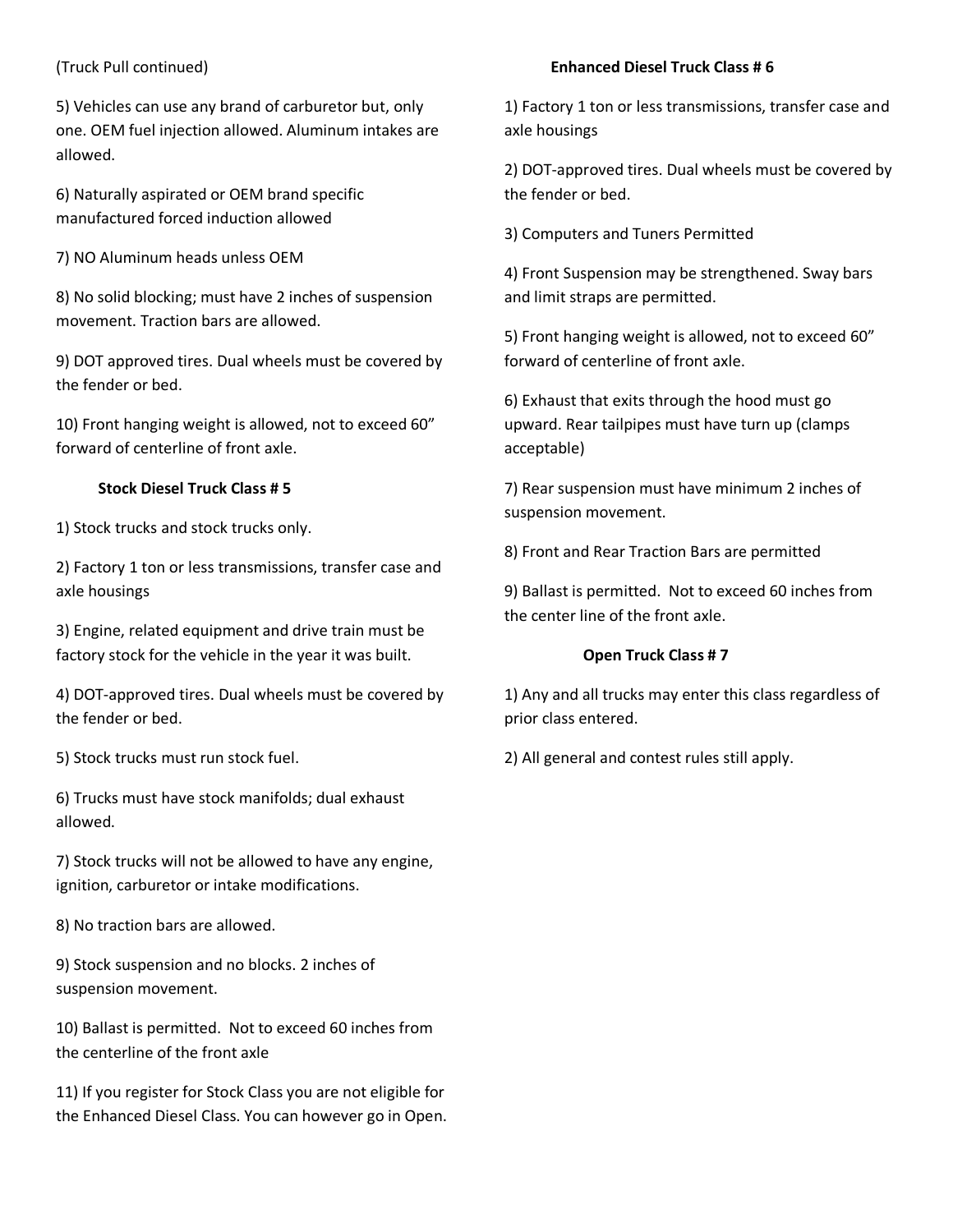(Truck Pull continued)

5) Vehicles can use any brand of carburetor but, only one. OEM fuel injection allowed. Aluminum intakes are allowed.

6) Naturally aspirated or OEM brand specific manufactured forced induction allowed

7) NO Aluminum heads unless OEM

8) No solid blocking; must have 2 inches of suspension movement. Traction bars are allowed.

9) DOT approved tires. Dual wheels must be covered by the fender or bed.

10) Front hanging weight is allowed, not to exceed 60" forward of centerline of front axle.

**Stock Diesel Truck Class # 5**

1) Stock trucks and stock trucks only.

2) Factory 1 ton or less transmissions, transfer case and axle housings

3) Engine, related equipment and drive train must be factory stock for the vehicle in the year it was built.

4) DOT-approved tires. Dual wheels must be covered by the fender or bed.

5) Stock trucks must run stock fuel.

6) Trucks must have stock manifolds; dual exhaust allowed.

7) Stock trucks will not be allowed to have any engine, ignition, carburetor or intake modifications.

8) No traction bars are allowed.

9) Stock suspension and no blocks. 2 inches of suspension movement.

10) Ballast is permitted. Not to exceed 60 inches from the centerline of the front axle

11) If you register for Stock Class you are not eligible for the Enhanced Diesel Class. You can however go in Open.

**Enhanced Diesel Truck Class # 6**

1) Factory 1 ton or less transmissions, transfer case and axle housings

2) DOT-approved tires. Dual wheels must be covered by the fender or bed.

3) Computers and Tuners Permitted

4) Front Suspension may be strengthened. Sway bars and limit straps are permitted.

5) Front hanging weight is allowed, not to exceed 60" forward of centerline of front axle.

6) Exhaust that exits through the hood must go upward. Rear tailpipes must have turn up (clamps acceptable)

7) Rear suspension must have minimum 2 inches of suspension movement.

8) Front and Rear Traction Bars are permitted

9) Ballast is permitted. Not to exceed 60 inches from the center line of the front axle.

**Open Truck Class # 7**

1) Any and all trucks may enter this class regardless of prior class entered.

2) All general and contest rules still apply.